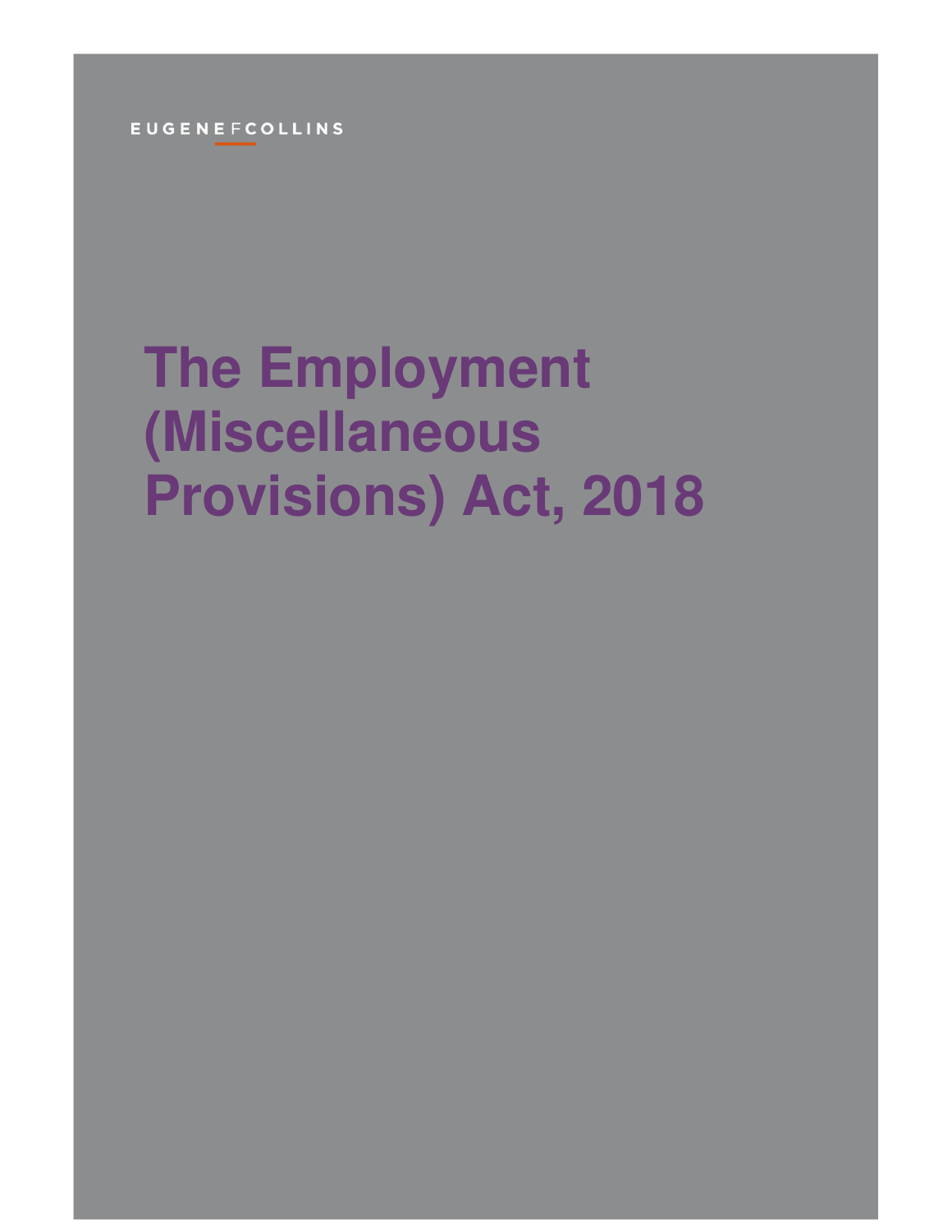EUGENE F COLLINS

# The Employment (Miscellaneous Provisions) Act, 2018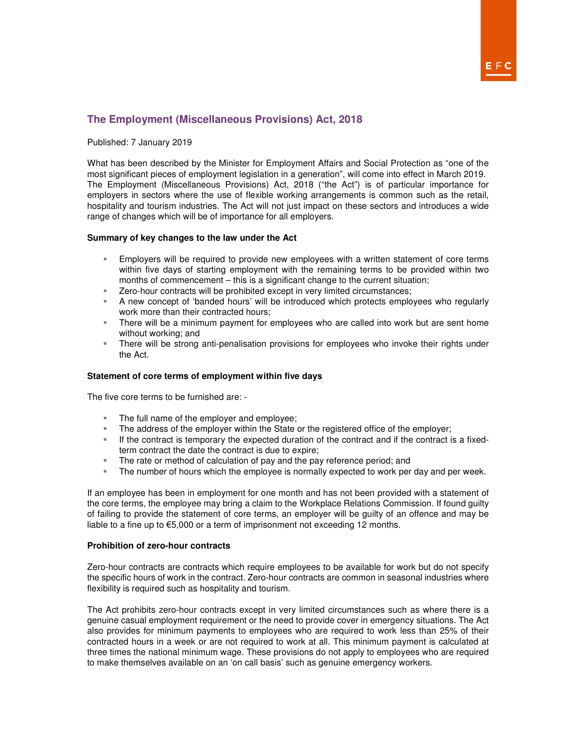## The Employment (Miscellaneous Provisions) Act, 2018

Published: 7 January 2019

What has been described by the Minister for Employment Affairs and Social Protection as "one of the most significant pieces of employment legislation in a generation", will come into effect in March 2019. The Employment (Miscellaneous Provisions) Act, 2018 ("the Act") is of particular importance for employers in sectors where the use of flexible working arrangements is common such as the retail, hospitality and tourism industries. The Act will not just impact on these sectors and introduces a wide range of changes which will be of importance for all employers.

**Summary of key changes to the law under the Act**

- Employers will be required to provide new employees with a written statement of core terms within five days of starting employment with the remaining terms to be provided within two months of commencement – this is a significant change to the current situation;
- Zero-hour contracts will be prohibited except in very limited circumstances;
- A new concept of 'banded hours' will be introduced which protects employees who regularly work more than their contracted hours;
- There will be a minimum payment for employees who are called into work but are sent home without working; and
- There will be strong anti-penalisation provisions for employees who invoke their rights under the Act.

**Statement of core terms of employment within five days**

The five core terms to be furnished are: -

- The full name of the employer and employee;
- The address of the employer within the State or the registered office of the employer;
- If the contract is temporary the expected duration of the contract and if the contract is a fixed-term contract the date the contract is due to expire;
- The rate or method of calculation of pay and the pay reference period; and
- The number of hours which the employee is normally expected to work per day and per week.

If an employee has been in employment for one month and has not been provided with a statement of the core terms, the employee may bring a claim to the Workplace Relations Commission. If found guilty of failing to provide the statement of core terms, an employer will be guilty of an offence and may be liable to a fine up to €5,000 or a term of imprisonment not exceeding 12 months.

**Prohibition of zero-hour contracts**

Zero-hour contracts are contracts which require employees to be available for work but do not specify the specific hours of work in the contract. Zero-hour contracts are common in seasonal industries where flexibility is required such as hospitality and tourism.

The Act prohibits zero-hour contracts except in very limited circumstances such as where there is a genuine casual employment requirement or the need to provide cover in emergency situations. The Act also provides for minimum payments to employees who are required to work less than 25% of their contracted hours in a week or are not required to work at all. This minimum payment is calculated at three times the national minimum wage. These provisions do not apply to employees who are required to make themselves available on an 'on call basis' such as genuine emergency workers.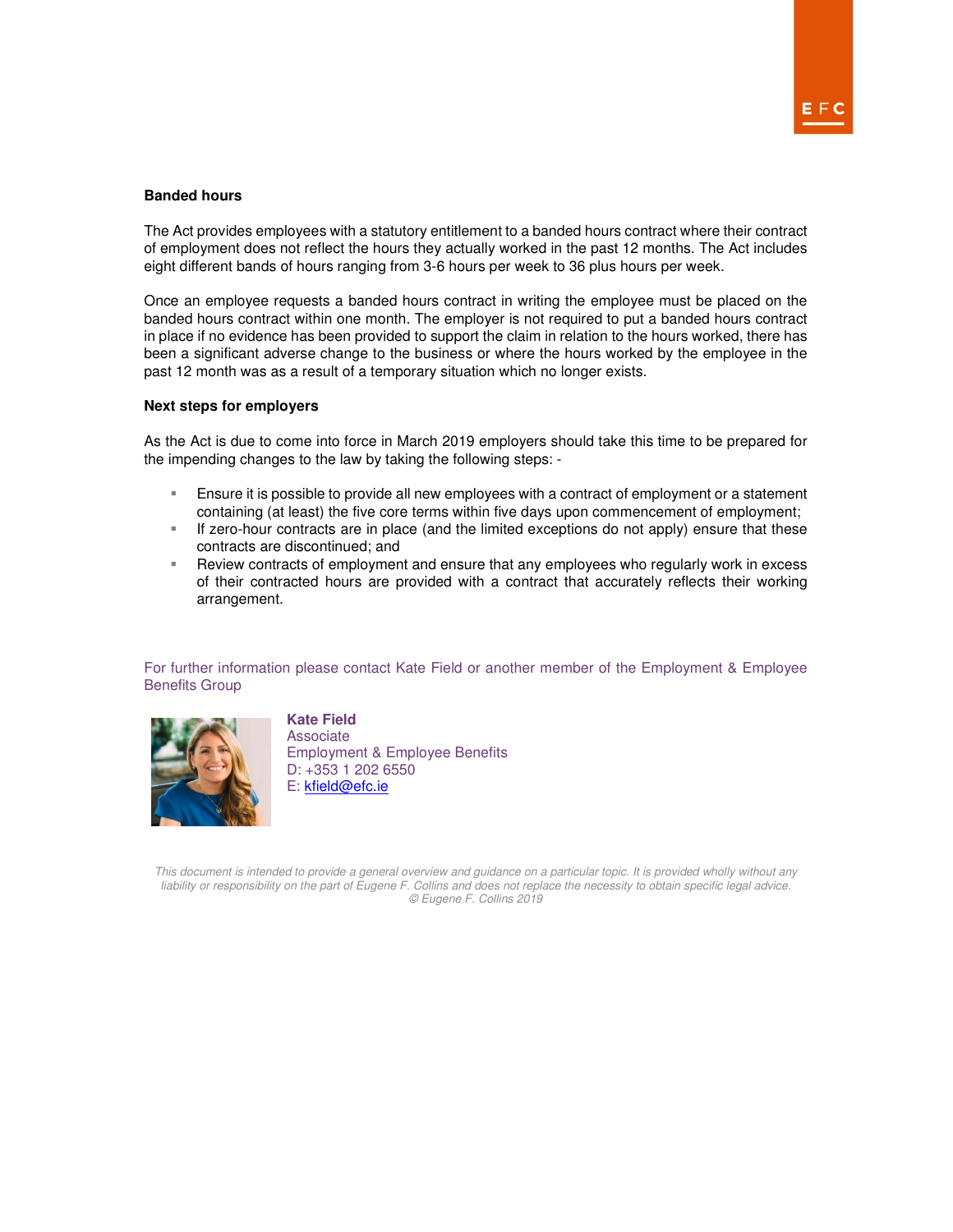**Banded hours**

The Act provides employees with a statutory entitlement to a banded hours contract where their contract of employment does not reflect the hours they actually worked in the past 12 months. The Act includes eight different bands of hours ranging from 3-6 hours per week to 36 plus hours per week.

Once an employee requests a banded hours contract in writing the employee must be placed on the banded hours contract within one month. The employer is not required to put a banded hours contract in place if no evidence has been provided to support the claim in relation to the hours worked, there has been a significant adverse change to the business or where the hours worked by the employee in the past 12 month was as a result of a temporary situation which no longer exists.

**Next steps for employers**

As the Act is due to come into force in March 2019 employers should take this time to be prepared for the impending changes to the law by taking the following steps: -

- Ensure it is possible to provide all new employees with a contract of employment or a statement containing (at least) the five core terms within five days upon commencement of employment;
- If zero-hour contracts are in place (and the limited exceptions do not apply) ensure that these contracts are discontinued; and
- Review contracts of employment and ensure that any employees who regularly work in excess of their contracted hours are provided with a contract that accurately reflects their working arrangement.

For further information please contact Kate Field or another member of the Employment & Employee Benefits Group

**Kate Field**
Associate
Employment & Employee Benefits
D: +353 1 202 6550
E: kfield@efc.ie

*This document is intended to provide a general overview and guidance on a particular topic. It is provided wholly without any liability or responsibility on the part of Eugene F. Collins and does not replace the necessity to obtain specific legal advice.*
*© Eugene F. Collins 2019*